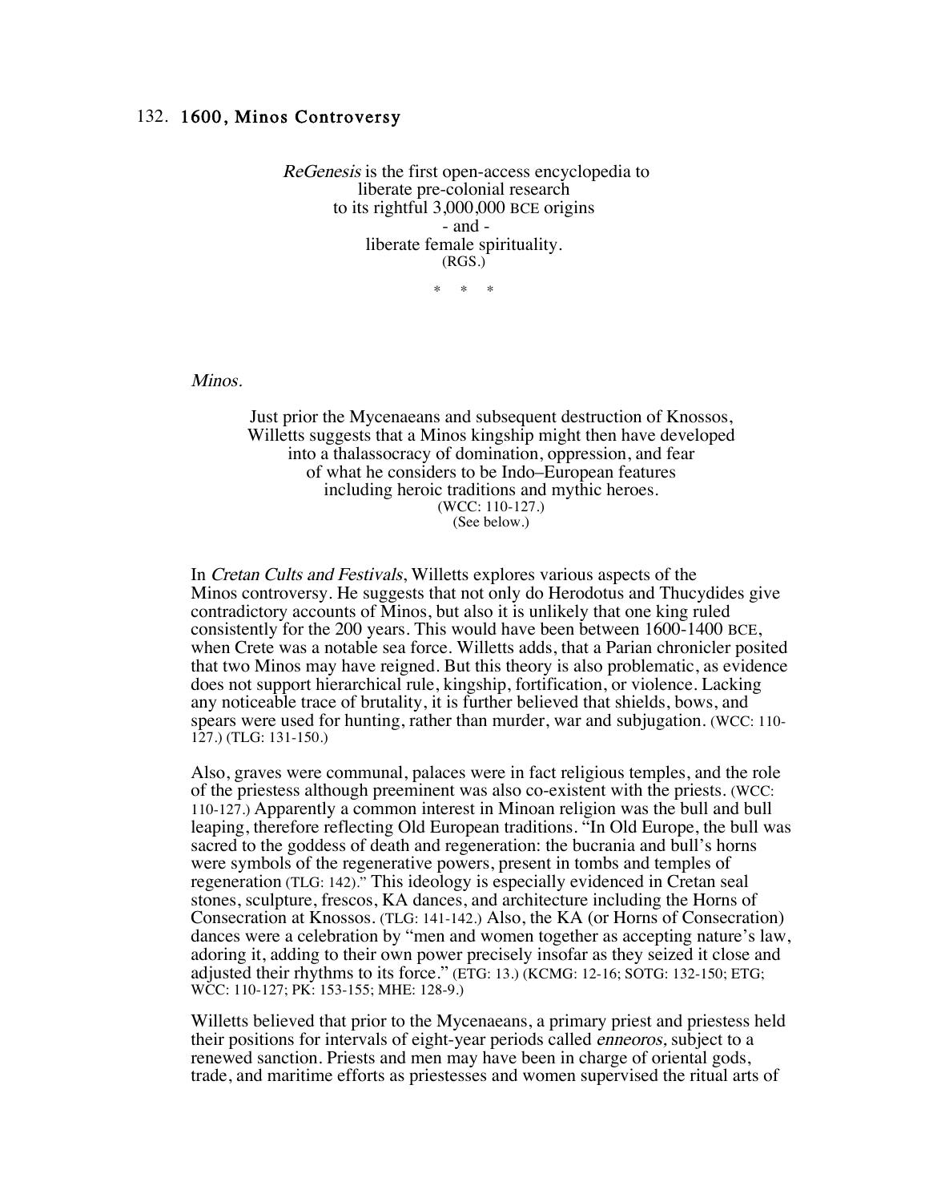## 132. 1600, Minos Controversy

*ReGenesis* is the first open-access encyclopedia to
liberate pre-colonial research
to its rightful 3,000,000 BCE origins
- and -
liberate female spirituality.
(RGS.)

\* \* \*

*Minos.*

Just prior the Mycenaeans and subsequent destruction of Knossos,
Willetts suggests that a Minos kingship might then have developed
into a thalassocracy of domination, oppression, and fear
of what he considers to be Indo–European features
including heroic traditions and mythic heroes.
(WCC: 110-127.)
(See below.)

In *Cretan Cults and Festivals*, Willetts explores various aspects of the Minos controversy. He suggests that not only do Herodotus and Thucydides give contradictory accounts of Minos, but also it is unlikely that one king ruled consistently for the 200 years. This would have been between 1600-1400 BCE, when Crete was a notable sea force. Willetts adds, that a Parian chronicler posited that two Minos may have reigned. But this theory is also problematic, as evidence does not support hierarchical rule, kingship, fortification, or violence. Lacking any noticeable trace of brutality, it is further believed that shields, bows, and spears were used for hunting, rather than murder, war and subjugation. (WCC: 110-127.) (TLG: 131-150.)

Also, graves were communal, palaces were in fact religious temples, and the role of the priestess although preeminent was also co-existent with the priests. (WCC: 110-127.) Apparently a common interest in Minoan religion was the bull and bull leaping, therefore reflecting Old European traditions. "In Old Europe, the bull was sacred to the goddess of death and regeneration: the bucrania and bull's horns were symbols of the regenerative powers, present in tombs and temples of regeneration (TLG: 142)." This ideology is especially evidenced in Cretan seal stones, sculpture, frescos, KA dances, and architecture including the Horns of Consecration at Knossos. (TLG: 141-142.) Also, the KA (or Horns of Consecration) dances were a celebration by "men and women together as accepting nature's law, adoring it, adding to their own power precisely insofar as they seized it close and adjusted their rhythms to its force." (ETG: 13.) (KCMG: 12-16; SOTG: 132-150; ETG; WCC: 110-127; PK: 153-155; MHE: 128-9.)

Willetts believed that prior to the Mycenaeans, a primary priest and priestess held their positions for intervals of eight-year periods called *enneoros,* subject to a renewed sanction. Priests and men may have been in charge of oriental gods, trade, and maritime efforts as priestesses and women supervised the ritual arts of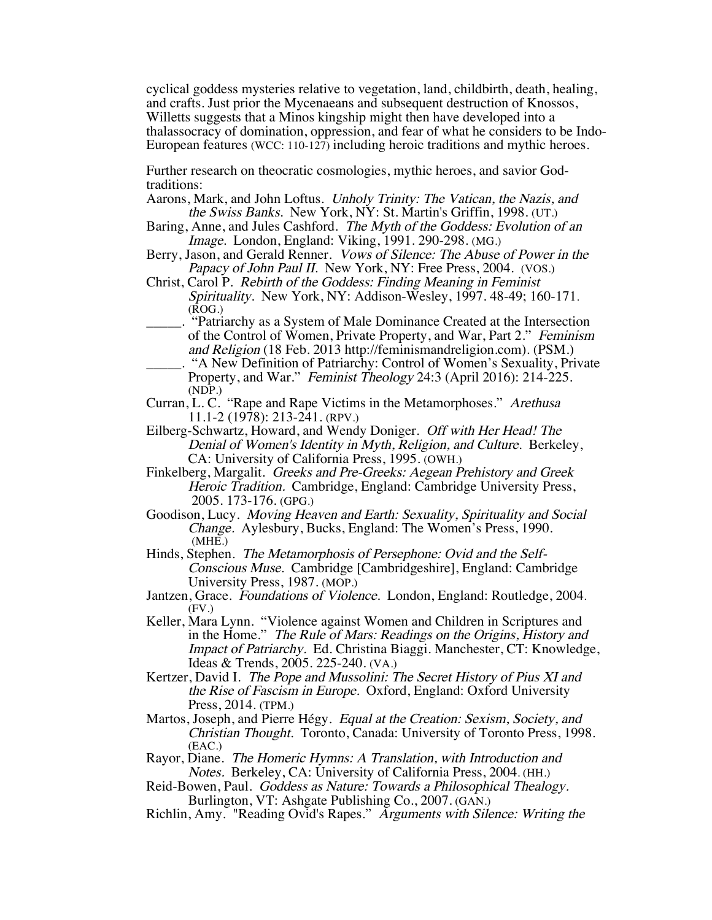cyclical goddess mysteries relative to vegetation, land, childbirth, death, healing, and crafts. Just prior the Mycenaeans and subsequent destruction of Knossos, Willetts suggests that a Minos kingship might then have developed into a thalassocracy of domination, oppression, and fear of what he considers to be Indo-European features (WCC: 110-127) including heroic traditions and mythic heroes.

Further research on theocratic cosmologies, mythic heroes, and savior God-traditions:

Aarons, Mark, and John Loftus. *Unholy Trinity: The Vatican, the Nazis, and the Swiss Banks.* New York, NY: St. Martin's Griffin, 1998. (UT.)

Baring, Anne, and Jules Cashford. *The Myth of the Goddess: Evolution of an Image.* London, England: Viking, 1991. 290-298. (MG.)

Berry, Jason, and Gerald Renner. *Vows of Silence: The Abuse of Power in the Papacy of John Paul II.* New York, NY: Free Press, 2004. (VOS.)

Christ, Carol P. *Rebirth of the Goddess: Finding Meaning in Feminist Spirituality.* New York, NY: Addison-Wesley, 1997. 48-49; 160-171. (ROG.)

_____. "Patriarchy as a System of Male Dominance Created at the Intersection of the Control of Women, Private Property, and War, Part 2." *Feminism and Religion* (18 Feb. 2013 http://feminismandreligion.com). (PSM.)

_____. "A New Definition of Patriarchy: Control of Women's Sexuality, Private Property, and War." *Feminist Theology* 24:3 (April 2016): 214-225. (NDP.)

Curran, L. C. "Rape and Rape Victims in the Metamorphoses." *Arethusa* 11.1-2 (1978): 213-241. (RPV.)

Eilberg-Schwartz, Howard, and Wendy Doniger. *Off with Her Head! The Denial of Women's Identity in Myth, Religion, and Culture.* Berkeley, CA: University of California Press, 1995. (OWH.)

Finkelberg, Margalit. *Greeks and Pre-Greeks: Aegean Prehistory and Greek Heroic Tradition.* Cambridge, England: Cambridge University Press, 2005. 173-176. (GPG.)

Goodison, Lucy. *Moving Heaven and Earth: Sexuality, Spirituality and Social Change.* Aylesbury, Bucks, England: The Women's Press, 1990. (MHE.)

Hinds, Stephen. *The Metamorphosis of Persephone: Ovid and the Self-Conscious Muse.* Cambridge [Cambridgeshire], England: Cambridge University Press, 1987. (MOP.)

Jantzen, Grace. *Foundations of Violence.* London, England: Routledge, 2004. (FV.)

Keller, Mara Lynn. "Violence against Women and Children in Scriptures and in the Home." *The Rule of Mars: Readings on the Origins, History and Impact of Patriarchy.* Ed. Christina Biaggi. Manchester, CT: Knowledge, Ideas & Trends, 2005. 225-240. (VA.)

Kertzer, David I. *The Pope and Mussolini: The Secret History of Pius XI and the Rise of Fascism in Europe.* Oxford, England: Oxford University Press, 2014. (TPM.)

Martos, Joseph, and Pierre Hégy. *Equal at the Creation: Sexism, Society, and Christian Thought.* Toronto, Canada: University of Toronto Press, 1998. (EAC.)

Rayor, Diane. *The Homeric Hymns: A Translation, with Introduction and Notes.* Berkeley, CA: University of California Press, 2004. (HH.)

Reid-Bowen, Paul. *Goddess as Nature: Towards a Philosophical Thealogy.* Burlington, VT: Ashgate Publishing Co., 2007. (GAN.)

Richlin, Amy. "Reading Ovid's Rapes." *Arguments with Silence: Writing the*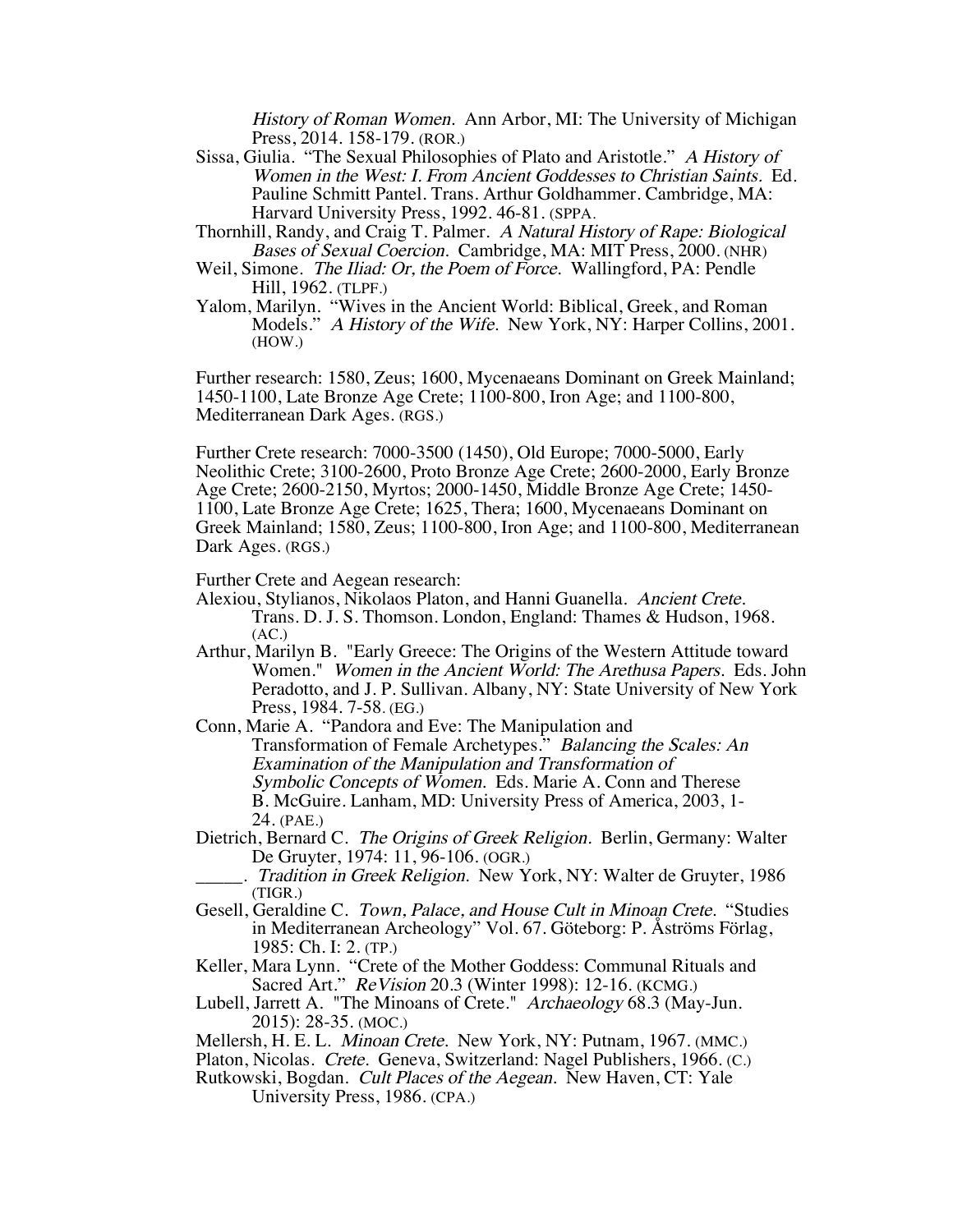*History of Roman Women.* Ann Arbor, MI: The University of Michigan Press, 2014. 158-179. (ROR.)

Sissa, Giulia. "The Sexual Philosophies of Plato and Aristotle." *A History of Women in the West: I. From Ancient Goddesses to Christian Saints.* Ed. Pauline Schmitt Pantel. Trans. Arthur Goldhammer. Cambridge, MA: Harvard University Press, 1992. 46-81. (SPPA.

Thornhill, Randy, and Craig T. Palmer. *A Natural History of Rape: Biological Bases of Sexual Coercion.* Cambridge, MA: MIT Press, 2000. (NHR)

Weil, Simone. *The Iliad: Or, the Poem of Force.* Wallingford, PA: Pendle Hill, 1962. (TLPF.)

Yalom, Marilyn. "Wives in the Ancient World: Biblical, Greek, and Roman Models." *A History of the Wife.* New York, NY: Harper Collins, 2001. (HOW.)

Further research: 1580, Zeus; 1600, Mycenaeans Dominant on Greek Mainland; 1450-1100, Late Bronze Age Crete; 1100-800, Iron Age; and 1100-800, Mediterranean Dark Ages. (RGS.)

Further Crete research: 7000-3500 (1450), Old Europe; 7000-5000, Early Neolithic Crete; 3100-2600, Proto Bronze Age Crete; 2600-2000, Early Bronze Age Crete; 2600-2150, Myrtos; 2000-1450, Middle Bronze Age Crete; 1450-1100, Late Bronze Age Crete; 1625, Thera; 1600, Mycenaeans Dominant on Greek Mainland; 1580, Zeus; 1100-800, Iron Age; and 1100-800, Mediterranean Dark Ages. (RGS.)

Further Crete and Aegean research:

Alexiou, Stylianos, Nikolaos Platon, and Hanni Guanella. *Ancient Crete.* Trans. D. J. S. Thomson. London, England: Thames & Hudson, 1968. (AC.)

Arthur, Marilyn B. "Early Greece: The Origins of the Western Attitude toward Women." *Women in the Ancient World: The Arethusa Papers.* Eds. John Peradotto, and J. P. Sullivan. Albany, NY: State University of New York Press, 1984. 7-58. (EG.)

Conn, Marie A. "Pandora and Eve: The Manipulation and Transformation of Female Archetypes." *Balancing the Scales: An Examination of the Manipulation and Transformation of Symbolic Concepts of Women.* Eds. Marie A. Conn and Therese B. McGuire. Lanham, MD: University Press of America, 2003, 1-24. (PAE.)

Dietrich, Bernard C. *The Origins of Greek Religion.* Berlin, Germany: Walter De Gruyter, 1974: 11, 96-106. (OGR.)

_____. *Tradition in Greek Religion.* New York, NY: Walter de Gruyter, 1986 (TIGR.)

Gesell, Geraldine C. *Town, Palace, and House Cult in Minoan Crete.* "Studies in Mediterranean Archeology" Vol. 67. Göteborg: P. Åströms Förlag, 1985: Ch. I: 2. (TP.)

Keller, Mara Lynn. "Crete of the Mother Goddess: Communal Rituals and Sacred Art." *ReVision* 20.3 (Winter 1998): 12-16. (KCMG.)

Lubell, Jarrett A. "The Minoans of Crete." *Archaeology* 68.3 (May-Jun. 2015): 28-35. (MOC.)

Mellersh, H. E. L. *Minoan Crete.* New York, NY: Putnam, 1967. (MMC.)

Platon, Nicolas. *Crete.* Geneva, Switzerland: Nagel Publishers, 1966. (C.)

Rutkowski, Bogdan. *Cult Places of the Aegean.* New Haven, CT: Yale University Press, 1986. (CPA.)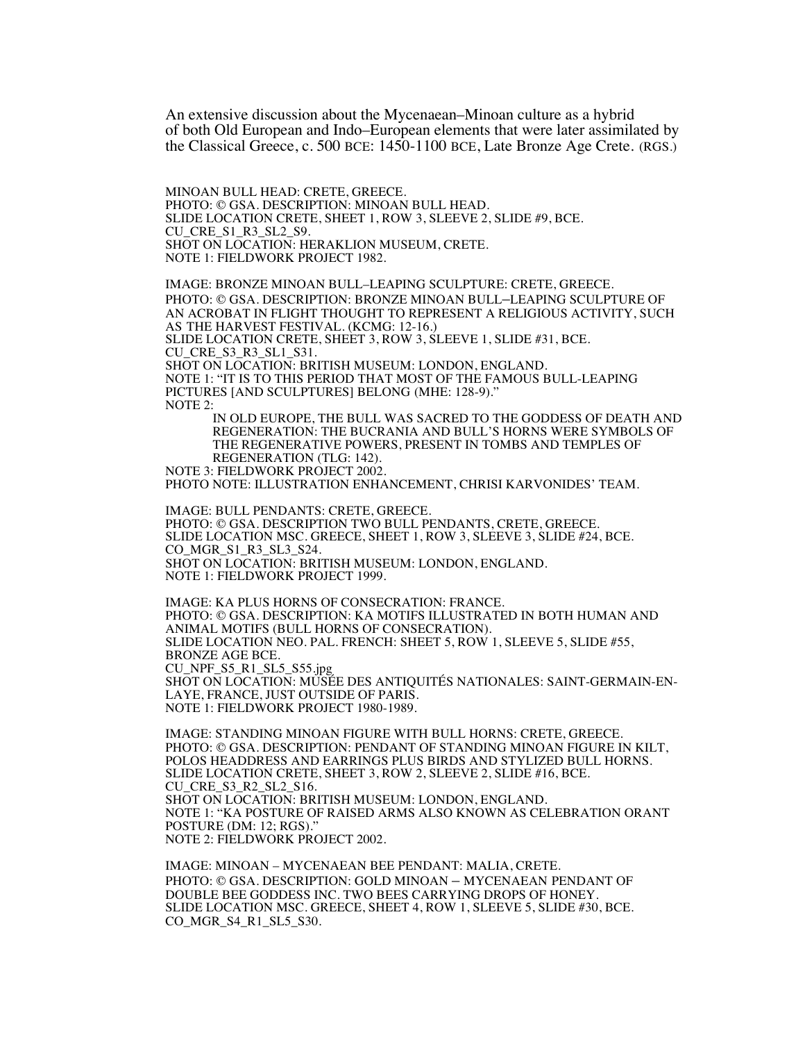An extensive discussion about the Mycenaean–Minoan culture as a hybrid of both Old European and Indo–European elements that were later assimilated by the Classical Greece, c. 500 BCE: 1450-1100 BCE, Late Bronze Age Crete. (RGS.)

MINOAN BULL HEAD: CRETE, GREECE.
PHOTO: © GSA. DESCRIPTION: MINOAN BULL HEAD.
SLIDE LOCATION CRETE, SHEET 1, ROW 3, SLEEVE 2, SLIDE #9, BCE.
CU_CRE_S1_R3_SL2_S9.
SHOT ON LOCATION: HERAKLION MUSEUM, CRETE.
NOTE 1: FIELDWORK PROJECT 1982.

IMAGE: BRONZE MINOAN BULL–LEAPING SCULPTURE: CRETE, GREECE.
PHOTO: © GSA. DESCRIPTION: BRONZE MINOAN BULL–LEAPING SCULPTURE OF AN ACROBAT IN FLIGHT THOUGHT TO REPRESENT A RELIGIOUS ACTIVITY, SUCH AS THE HARVEST FESTIVAL. (KCMG: 12-16.)
SLIDE LOCATION CRETE, SHEET 3, ROW 3, SLEEVE 1, SLIDE #31, BCE.
CU_CRE_S3_R3_SL1_S31.
SHOT ON LOCATION: BRITISH MUSEUM: LONDON, ENGLAND.
NOTE 1: "IT IS TO THIS PERIOD THAT MOST OF THE FAMOUS BULL-LEAPING PICTURES [AND SCULPTURES] BELONG (MHE: 128-9)."
NOTE 2:

> IN OLD EUROPE, THE BULL WAS SACRED TO THE GODDESS OF DEATH AND REGENERATION: THE BUCRANIA AND BULL'S HORNS WERE SYMBOLS OF THE REGENERATIVE POWERS, PRESENT IN TOMBS AND TEMPLES OF REGENERATION (TLG: 142).

NOTE 3: FIELDWORK PROJECT 2002.
PHOTO NOTE: ILLUSTRATION ENHANCEMENT, CHRISI KARVONIDES' TEAM.

IMAGE: BULL PENDANTS: CRETE, GREECE.
PHOTO: © GSA. DESCRIPTION TWO BULL PENDANTS, CRETE, GREECE.
SLIDE LOCATION MSC. GREECE, SHEET 1, ROW 3, SLEEVE 3, SLIDE #24, BCE.
CO_MGR_S1_R3_SL3_S24.
SHOT ON LOCATION: BRITISH MUSEUM: LONDON, ENGLAND.
NOTE 1: FIELDWORK PROJECT 1999.

IMAGE: KA PLUS HORNS OF CONSECRATION: FRANCE.
PHOTO: © GSA. DESCRIPTION: KA MOTIFS ILLUSTRATED IN BOTH HUMAN AND ANIMAL MOTIFS (BULL HORNS OF CONSECRATION).
SLIDE LOCATION NEO. PAL. FRENCH: SHEET 5, ROW 1, SLEEVE 5, SLIDE #55, BRONZE AGE BCE.
CU_NPF_S5_R1_SL5_S55.jpg
SHOT ON LOCATION: MUSÉE DES ANTIQUITÉS NATIONALES: SAINT-GERMAIN-EN-LAYE, FRANCE, JUST OUTSIDE OF PARIS.
NOTE 1: FIELDWORK PROJECT 1980-1989.

IMAGE: STANDING MINOAN FIGURE WITH BULL HORNS: CRETE, GREECE.
PHOTO: © GSA. DESCRIPTION: PENDANT OF STANDING MINOAN FIGURE IN KILT, POLOS HEADDRESS AND EARRINGS PLUS BIRDS AND STYLIZED BULL HORNS.
SLIDE LOCATION CRETE, SHEET 3, ROW 2, SLEEVE 2, SLIDE #16, BCE.
CU_CRE_S3_R2_SL2_S16.
SHOT ON LOCATION: BRITISH MUSEUM: LONDON, ENGLAND.
NOTE 1: "KA POSTURE OF RAISED ARMS ALSO KNOWN AS CELEBRATION ORANT POSTURE (DM: 12; RGS)."
NOTE 2: FIELDWORK PROJECT 2002.

IMAGE: MINOAN – MYCENAEAN BEE PENDANT: MALIA, CRETE.
PHOTO: © GSA. DESCRIPTION: GOLD MINOAN – MYCENAEAN PENDANT OF DOUBLE BEE GODDESS INC. TWO BEES CARRYING DROPS OF HONEY.
SLIDE LOCATION MSC. GREECE, SHEET 4, ROW 1, SLEEVE 5, SLIDE #30, BCE.
CO_MGR_S4_R1_SL5_S30.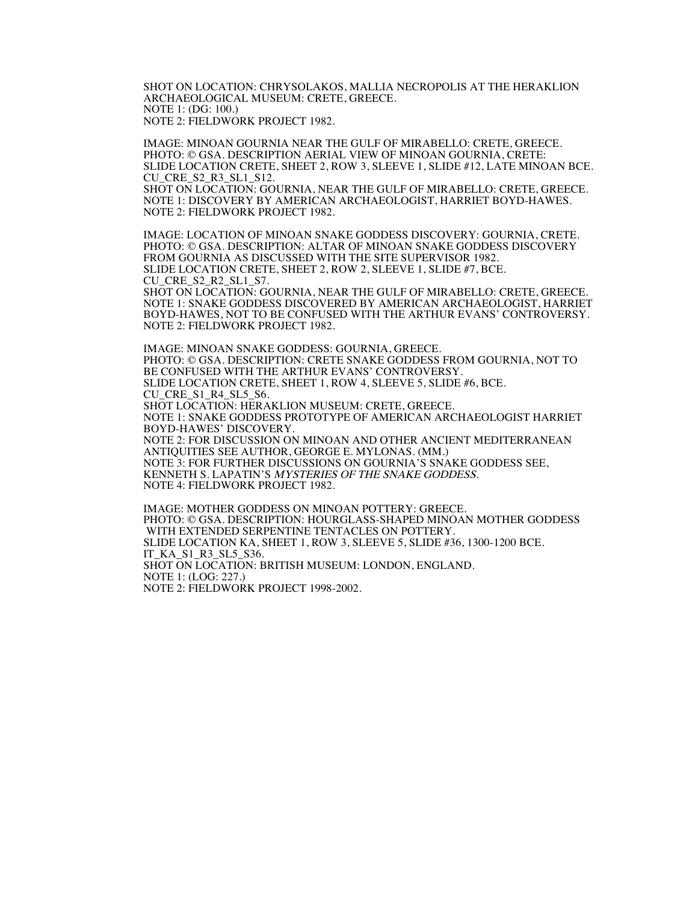SHOT ON LOCATION: CHRYSOLAKOS, MALLIA NECROPOLIS AT THE HERAKLION ARCHAEOLOGICAL MUSEUM: CRETE, GREECE.
NOTE 1: (DG: 100.)
NOTE 2: FIELDWORK PROJECT 1982.

IMAGE: MINOAN GOURNIA NEAR THE GULF OF MIRABELLO: CRETE, GREECE.
PHOTO: © GSA. DESCRIPTION AERIAL VIEW OF MINOAN GOURNIA, CRETE:
SLIDE LOCATION CRETE, SHEET 2, ROW 3, SLEEVE 1, SLIDE #12, LATE MINOAN BCE.
CU_CRE_S2_R3_SL1_S12.
SHOT ON LOCATION: GOURNIA, NEAR THE GULF OF MIRABELLO: CRETE, GREECE.
NOTE 1: DISCOVERY BY AMERICAN ARCHAEOLOGIST, HARRIET BOYD-HAWES.
NOTE 2: FIELDWORK PROJECT 1982.

IMAGE: LOCATION OF MINOAN SNAKE GODDESS DISCOVERY: GOURNIA, CRETE.
PHOTO: © GSA. DESCRIPTION: ALTAR OF MINOAN SNAKE GODDESS DISCOVERY FROM GOURNIA AS DISCUSSED WITH THE SITE SUPERVISOR 1982.
SLIDE LOCATION CRETE, SHEET 2, ROW 2, SLEEVE 1, SLIDE #7, BCE.
CU_CRE_S2_R2_SL1_S7.
SHOT ON LOCATION: GOURNIA, NEAR THE GULF OF MIRABELLO: CRETE, GREECE.
NOTE 1: SNAKE GODDESS DISCOVERED BY AMERICAN ARCHAEOLOGIST, HARRIET BOYD-HAWES, NOT TO BE CONFUSED WITH THE ARTHUR EVANS' CONTROVERSY.
NOTE 2: FIELDWORK PROJECT 1982.

IMAGE: MINOAN SNAKE GODDESS: GOURNIA, GREECE.
PHOTO: © GSA. DESCRIPTION: CRETE SNAKE GODDESS FROM GOURNIA, NOT TO BE CONFUSED WITH THE ARTHUR EVANS' CONTROVERSY.
SLIDE LOCATION CRETE, SHEET 1, ROW 4, SLEEVE 5, SLIDE #6, BCE.
CU_CRE_S1_R4_SL5_S6.
SHOT LOCATION: HERAKLION MUSEUM: CRETE, GREECE.
NOTE 1: SNAKE GODDESS PROTOTYPE OF AMERICAN ARCHAEOLOGIST HARRIET BOYD-HAWES' DISCOVERY.
NOTE 2: FOR DISCUSSION ON MINOAN AND OTHER ANCIENT MEDITERRANEAN ANTIQUITIES SEE AUTHOR, GEORGE E. MYLONAS. (MM.)
NOTE 3: FOR FURTHER DISCUSSIONS ON GOURNIA'S SNAKE GODDESS SEE, KENNETH S. LAPATIN'S *MYSTERIES OF THE SNAKE GODDESS*.
NOTE 4: FIELDWORK PROJECT 1982.

IMAGE: MOTHER GODDESS ON MINOAN POTTERY: GREECE.
PHOTO: © GSA. DESCRIPTION: HOURGLASS-SHAPED MINOAN MOTHER GODDESS WITH EXTENDED SERPENTINE TENTACLES ON POTTERY.
SLIDE LOCATION KA, SHEET 1, ROW 3, SLEEVE 5, SLIDE #36, 1300-1200 BCE.
IT_KA_S1_R3_SL5_S36.
SHOT ON LOCATION: BRITISH MUSEUM: LONDON, ENGLAND.
NOTE 1: (LOG: 227.)
NOTE 2: FIELDWORK PROJECT 1998-2002.